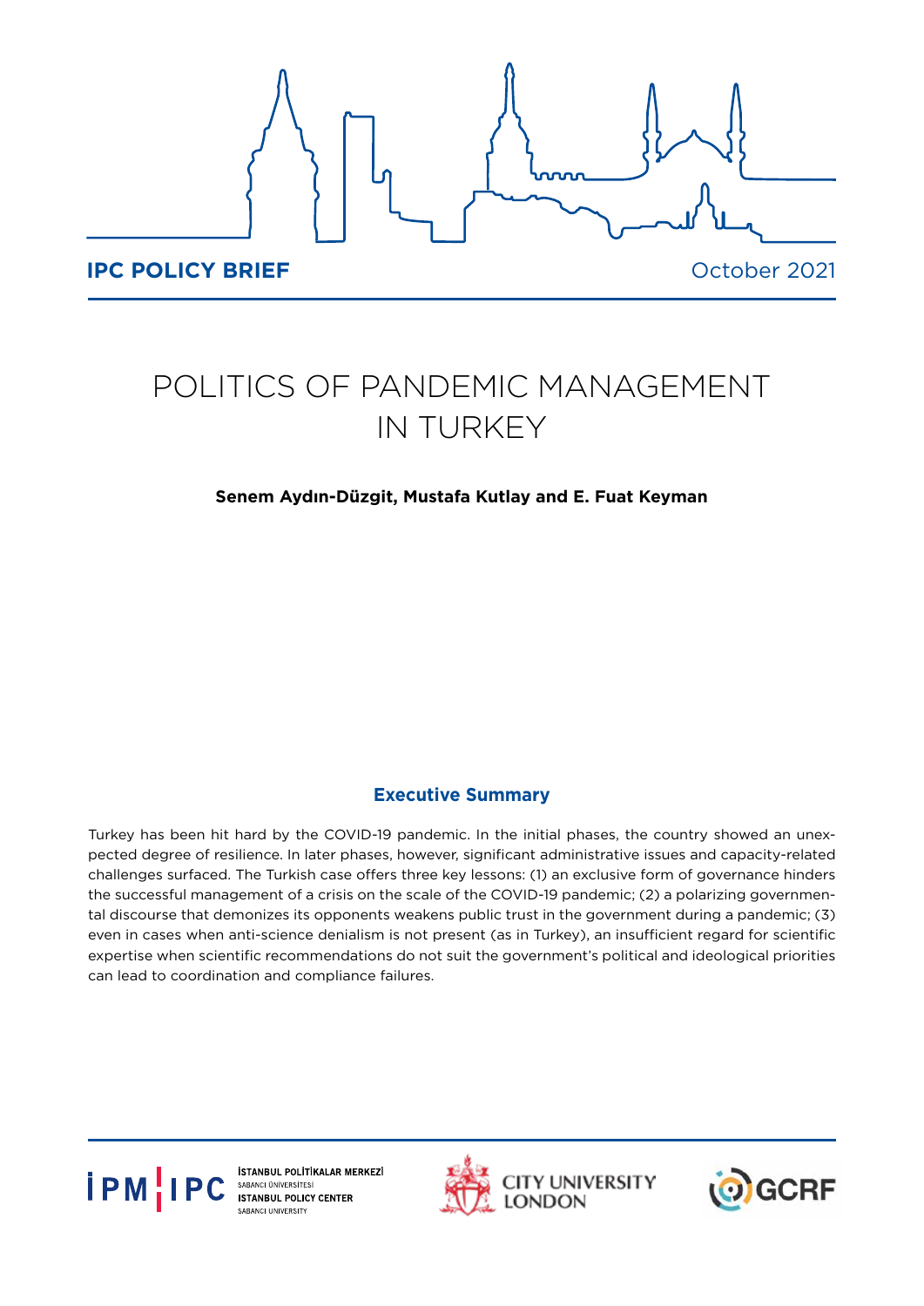**IPC POLICY BRIEF** October 2021

# POLITICS OF PANDEMIC MANAGEMENT IN TURKEY

**Senem Aydın-Düzgit, Mustafa Kutlay and E. Fuat Keyman**

## Executive Summary

Turkey has been hit hard by the COVID-19 pandemic. In the initial phases, the country showed an unexpected degree of resilience. In later phases, however, significant administrative issues and capacity-related challenges surfaced. The Turkish case offers three key lessons: (1) an exclusive form of governance hinders the successful management of a crisis on the scale of the COVID-19 pandemic; (2) a polarizing governmental discourse that demonizes its opponents weakens public trust in the government during a pandemic; (3) even in cases when anti-science denialism is not present (as in Turkey), an insufficient regard for scientific expertise when scientific recommendations do not suit the government's political and ideological priorities can lead to coordination and compliance failures.

İPM | IPC İSTANBUL POLİTİKALAR MERKEZİ SABANCI ÜNİVERSİTESİ ISTANBUL POLICY CENTER SABANCI UNIVERSITY

CITY UNIVERSITY LONDON

GCRF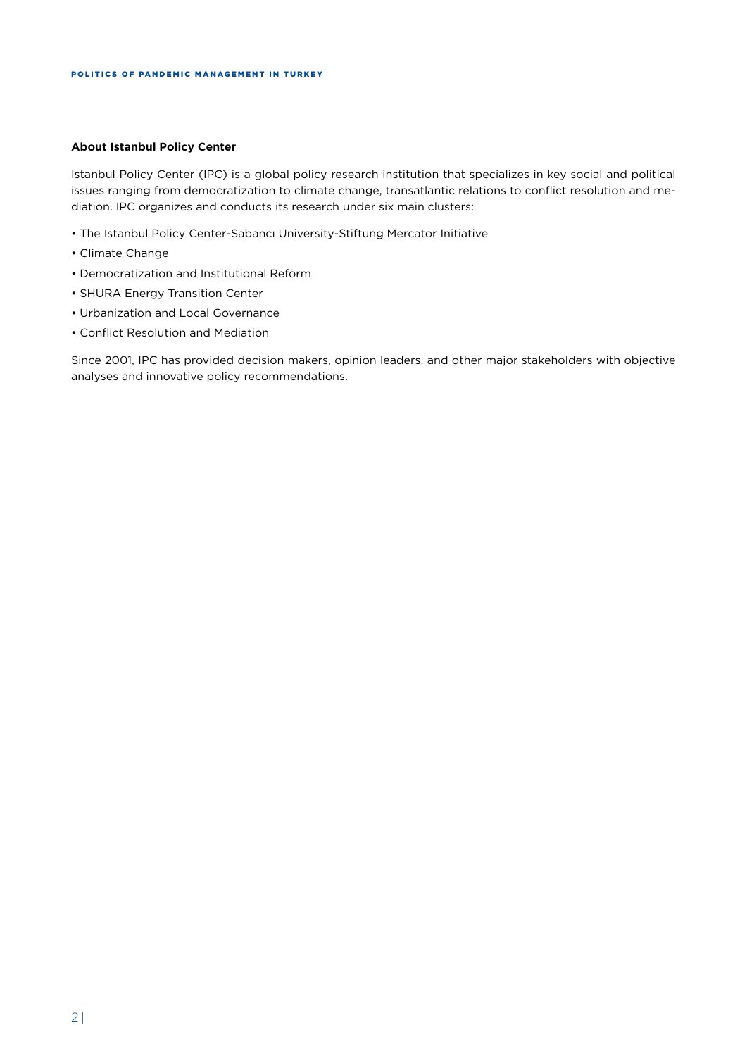**About Istanbul Policy Center**

Istanbul Policy Center (IPC) is a global policy research institution that specializes in key social and political issues ranging from democratization to climate change, transatlantic relations to conflict resolution and mediation. IPC organizes and conducts its research under six main clusters:

- The Istanbul Policy Center-Sabancı University-Stiftung Mercator Initiative
- Climate Change
- Democratization and Institutional Reform
- SHURA Energy Transition Center
- Urbanization and Local Governance
- Conflict Resolution and Mediation

Since 2001, IPC has provided decision makers, opinion leaders, and other major stakeholders with objective analyses and innovative policy recommendations.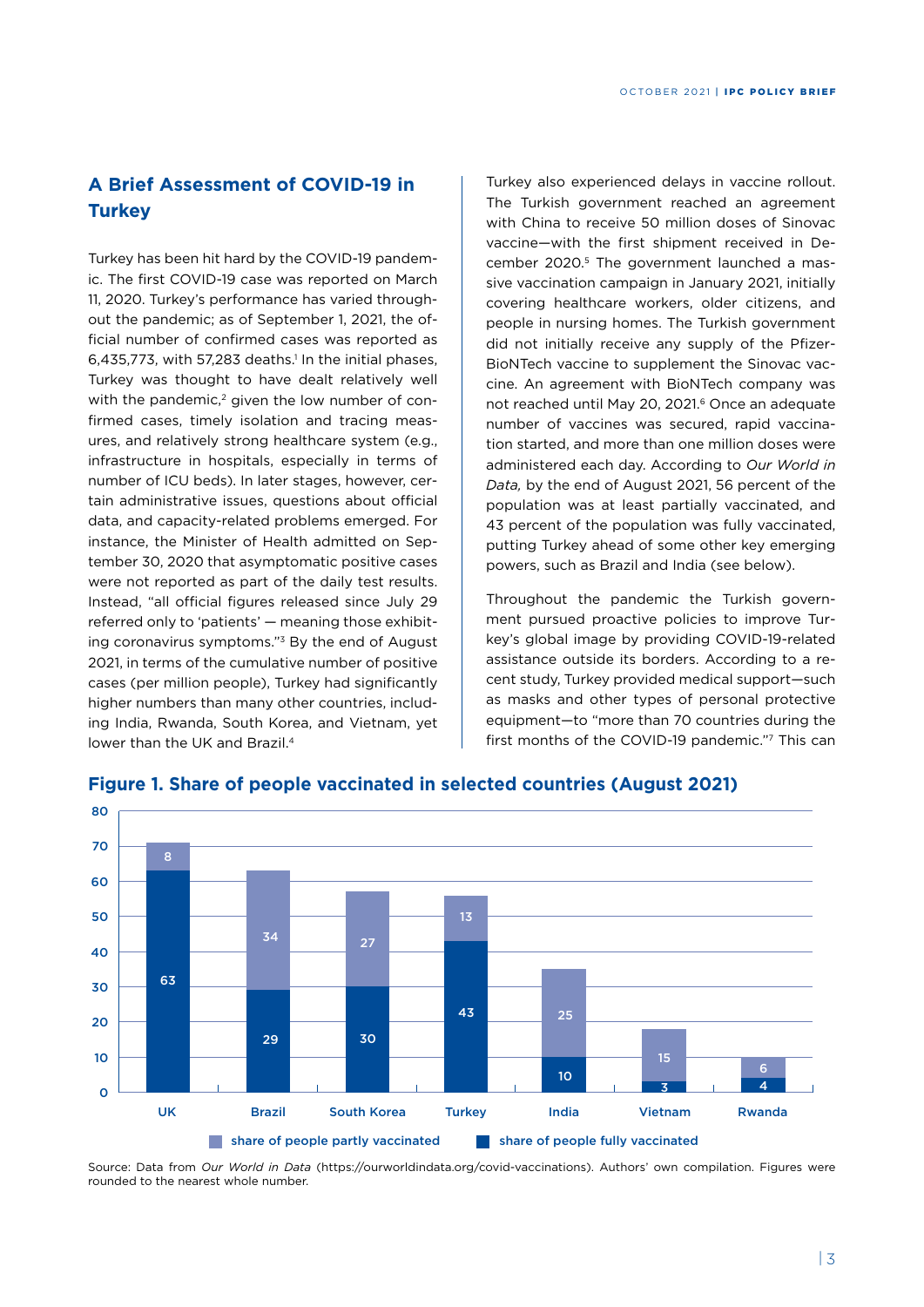## A Brief Assessment of COVID-19 in Turkey

Turkey has been hit hard by the COVID-19 pandemic. The first COVID-19 case was reported on March 11, 2020. Turkey's performance has varied throughout the pandemic; as of September 1, 2021, the official number of confirmed cases was reported as 6,435,773, with 57,283 deaths.[1] In the initial phases, Turkey was thought to have dealt relatively well with the pandemic,[2] given the low number of confirmed cases, timely isolation and tracing measures, and relatively strong healthcare system (e.g., infrastructure in hospitals, especially in terms of number of ICU beds). In later stages, however, certain administrative issues, questions about official data, and capacity-related problems emerged. For instance, the Minister of Health admitted on September 30, 2020 that asymptomatic positive cases were not reported as part of the daily test results. Instead, "all official figures released since July 29 referred only to 'patients' — meaning those exhibiting coronavirus symptoms."[3] By the end of August 2021, in terms of the cumulative number of positive cases (per million people), Turkey had significantly higher numbers than many other countries, including India, Rwanda, South Korea, and Vietnam, yet lower than the UK and Brazil.[4]

Turkey also experienced delays in vaccine rollout. The Turkish government reached an agreement with China to receive 50 million doses of Sinovac vaccine—with the first shipment received in December 2020.[5] The government launched a massive vaccination campaign in January 2021, initially covering healthcare workers, older citizens, and people in nursing homes. The Turkish government did not initially receive any supply of the Pfizer-BioNTech vaccine to supplement the Sinovac vaccine. An agreement with BioNTech company was not reached until May 20, 2021.[6] Once an adequate number of vaccines was secured, rapid vaccination started, and more than one million doses were administered each day. According to *Our World in Data,* by the end of August 2021, 56 percent of the population was at least partially vaccinated, and 43 percent of the population was fully vaccinated, putting Turkey ahead of some other key emerging powers, such as Brazil and India (see below).

Throughout the pandemic the Turkish government pursued proactive policies to improve Turkey's global image by providing COVID-19-related assistance outside its borders. According to a recent study, Turkey provided medical support—such as masks and other types of personal protective equipment—to "more than 70 countries during the first months of the COVID-19 pandemic."[7] This can

**Figure 1. Share of people vaccinated in selected countries (August 2021)**

| Country | Share of people fully vaccinated | Share of people partly vaccinated |
|---|---|---|
| UK | 63 | 8 |
| Brazil | 29 | 34 |
| South Korea | 30 | 27 |
| Turkey | 43 | 13 |
| India | 10 | 25 |
| Vietnam | 3 | 15 |
| Rwanda | 4 | 6 |

Source: Data from *Our World in Data* (https://ourworldindata.org/covid-vaccinations). Authors' own compilation. Figures were rounded to the nearest whole number.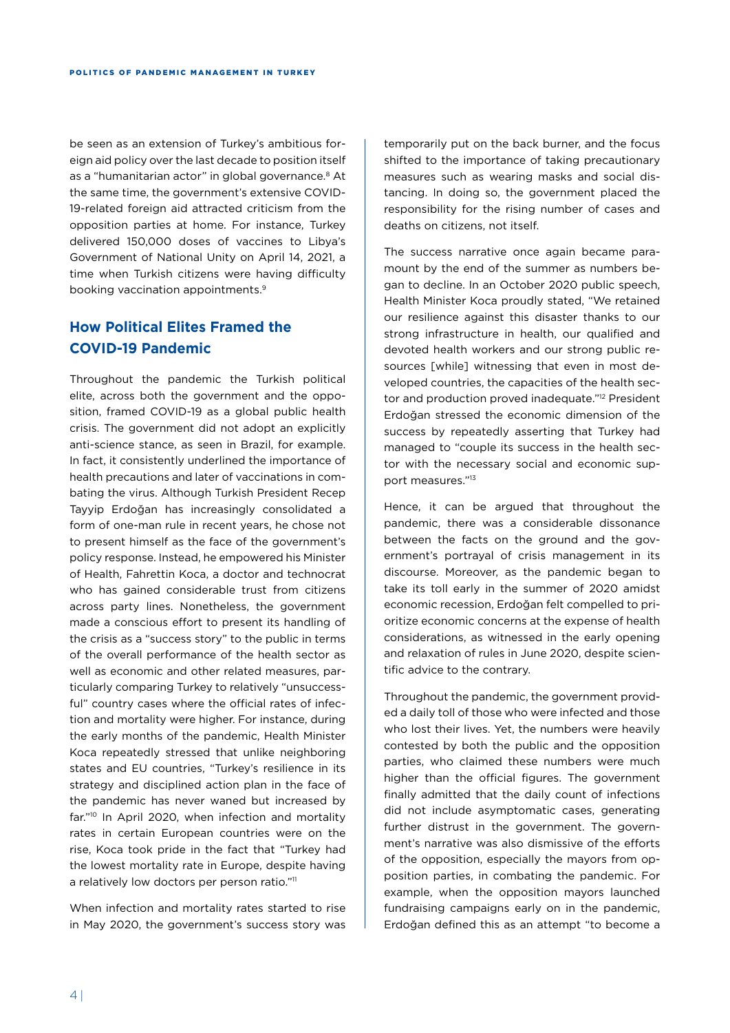be seen as an extension of Turkey's ambitious foreign aid policy over the last decade to position itself as a "humanitarian actor" in global governance.[8] At the same time, the government's extensive COVID-19-related foreign aid attracted criticism from the opposition parties at home. For instance, Turkey delivered 150,000 doses of vaccines to Libya's Government of National Unity on April 14, 2021, a time when Turkish citizens were having difficulty booking vaccination appointments.[9]

## How Political Elites Framed the COVID-19 Pandemic

Throughout the pandemic the Turkish political elite, across both the government and the opposition, framed COVID-19 as a global public health crisis. The government did not adopt an explicitly anti-science stance, as seen in Brazil, for example. In fact, it consistently underlined the importance of health precautions and later of vaccinations in combating the virus. Although Turkish President Recep Tayyip Erdoğan has increasingly consolidated a form of one-man rule in recent years, he chose not to present himself as the face of the government's policy response. Instead, he empowered his Minister of Health, Fahrettin Koca, a doctor and technocrat who has gained considerable trust from citizens across party lines. Nonetheless, the government made a conscious effort to present its handling of the crisis as a "success story" to the public in terms of the overall performance of the health sector as well as economic and other related measures, particularly comparing Turkey to relatively "unsuccessful" country cases where the official rates of infection and mortality were higher. For instance, during the early months of the pandemic, Health Minister Koca repeatedly stressed that unlike neighboring states and EU countries, "Turkey's resilience in its strategy and disciplined action plan in the face of the pandemic has never waned but increased by far."[10] In April 2020, when infection and mortality rates in certain European countries were on the rise, Koca took pride in the fact that "Turkey had the lowest mortality rate in Europe, despite having a relatively low doctors per person ratio."[11]

When infection and mortality rates started to rise in May 2020, the government's success story was temporarily put on the back burner, and the focus shifted to the importance of taking precautionary measures such as wearing masks and social distancing. In doing so, the government placed the responsibility for the rising number of cases and deaths on citizens, not itself.

The success narrative once again became paramount by the end of the summer as numbers began to decline. In an October 2020 public speech, Health Minister Koca proudly stated, "We retained our resilience against this disaster thanks to our strong infrastructure in health, our qualified and devoted health workers and our strong public resources [while] witnessing that even in most developed countries, the capacities of the health sector and production proved inadequate."[12] President Erdoğan stressed the economic dimension of the success by repeatedly asserting that Turkey had managed to "couple its success in the health sector with the necessary social and economic support measures."[13]

Hence, it can be argued that throughout the pandemic, there was a considerable dissonance between the facts on the ground and the government's portrayal of crisis management in its discourse. Moreover, as the pandemic began to take its toll early in the summer of 2020 amidst economic recession, Erdoğan felt compelled to prioritize economic concerns at the expense of health considerations, as witnessed in the early opening and relaxation of rules in June 2020, despite scientific advice to the contrary.

Throughout the pandemic, the government provided a daily toll of those who were infected and those who lost their lives. Yet, the numbers were heavily contested by both the public and the opposition parties, who claimed these numbers were much higher than the official figures. The government finally admitted that the daily count of infections did not include asymptomatic cases, generating further distrust in the government. The government's narrative was also dismissive of the efforts of the opposition, especially the mayors from opposition parties, in combating the pandemic. For example, when the opposition mayors launched fundraising campaigns early on in the pandemic, Erdoğan defined this as an attempt "to become a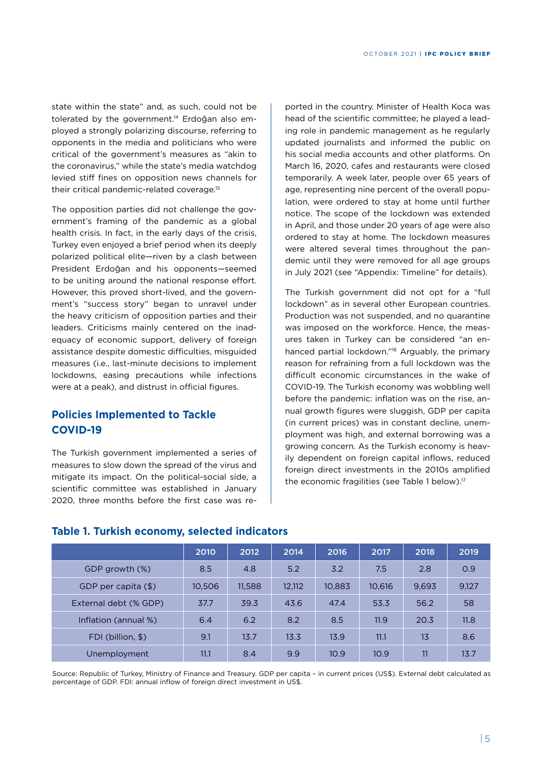state within the state" and, as such, could not be tolerated by the government.[14] Erdoğan also employed a strongly polarizing discourse, referring to opponents in the media and politicians who were critical of the government's measures as "akin to the coronavirus," while the state's media watchdog levied stiff fines on opposition news channels for their critical pandemic-related coverage.[15]

The opposition parties did not challenge the government's framing of the pandemic as a global health crisis. In fact, in the early days of the crisis, Turkey even enjoyed a brief period when its deeply polarized political elite—riven by a clash between President Erdoğan and his opponents—seemed to be uniting around the national response effort. However, this proved short-lived, and the government's "success story" began to unravel under the heavy criticism of opposition parties and their leaders. Criticisms mainly centered on the inadequacy of economic support, delivery of foreign assistance despite domestic difficulties, misguided measures (i.e., last-minute decisions to implement lockdowns, easing precautions while infections were at a peak), and distrust in official figures.

## Policies Implemented to Tackle COVID-19

The Turkish government implemented a series of measures to slow down the spread of the virus and mitigate its impact. On the political-social side, a scientific committee was established in January 2020, three months before the first case was reported in the country. Minister of Health Koca was head of the scientific committee; he played a leading role in pandemic management as he regularly updated journalists and informed the public on his social media accounts and other platforms. On March 16, 2020, cafes and restaurants were closed temporarily. A week later, people over 65 years of age, representing nine percent of the overall population, were ordered to stay at home until further notice. The scope of the lockdown was extended in April, and those under 20 years of age were also ordered to stay at home. The lockdown measures were altered several times throughout the pandemic until they were removed for all age groups in July 2021 (see "Appendix: Timeline" for details).

The Turkish government did not opt for a "full lockdown" as in several other European countries. Production was not suspended, and no quarantine was imposed on the workforce. Hence, the measures taken in Turkey can be considered "an enhanced partial lockdown."[16] Arguably, the primary reason for refraining from a full lockdown was the difficult economic circumstances in the wake of COVID-19. The Turkish economy was wobbling well before the pandemic: inflation was on the rise, annual growth figures were sluggish, GDP per capita (in current prices) was in constant decline, unemployment was high, and external borrowing was a growing concern. As the Turkish economy is heavily dependent on foreign capital inflows, reduced foreign direct investments in the 2010s amplified the economic fragilities (see Table 1 below).[17]

### Table 1. Turkish economy, selected indicators

| | 2010 | 2012 | 2014 | 2016 | 2017 | 2018 | 2019 |
|---|---|---|---|---|---|---|---|
| GDP growth (%) | 8.5 | 4.8 | 5.2 | 3.2 | 7.5 | 2.8 | 0.9 |
| GDP per capita ($) | 10,506 | 11,588 | 12,112 | 10,883 | 10,616 | 9,693 | 9,127 |
| External debt (% GDP) | 37.7 | 39.3 | 43.6 | 47.4 | 53.3 | 56.2 | 58 |
| Inflation (annual %) | 6.4 | 6.2 | 8.2 | 8.5 | 11.9 | 20.3 | 11.8 |
| FDI (billion, $) | 9.1 | 13.7 | 13.3 | 13.9 | 11.1 | 13 | 8.6 |
| Unemployment | 11.1 | 8.4 | 9.9 | 10.9 | 10.9 | 11 | 13.7 |

Source: Republic of Turkey, Ministry of Finance and Treasury. GDP per capita – in current prices (US$). External debt calculated as percentage of GDP. FDI: annual inflow of foreign direct investment in US$.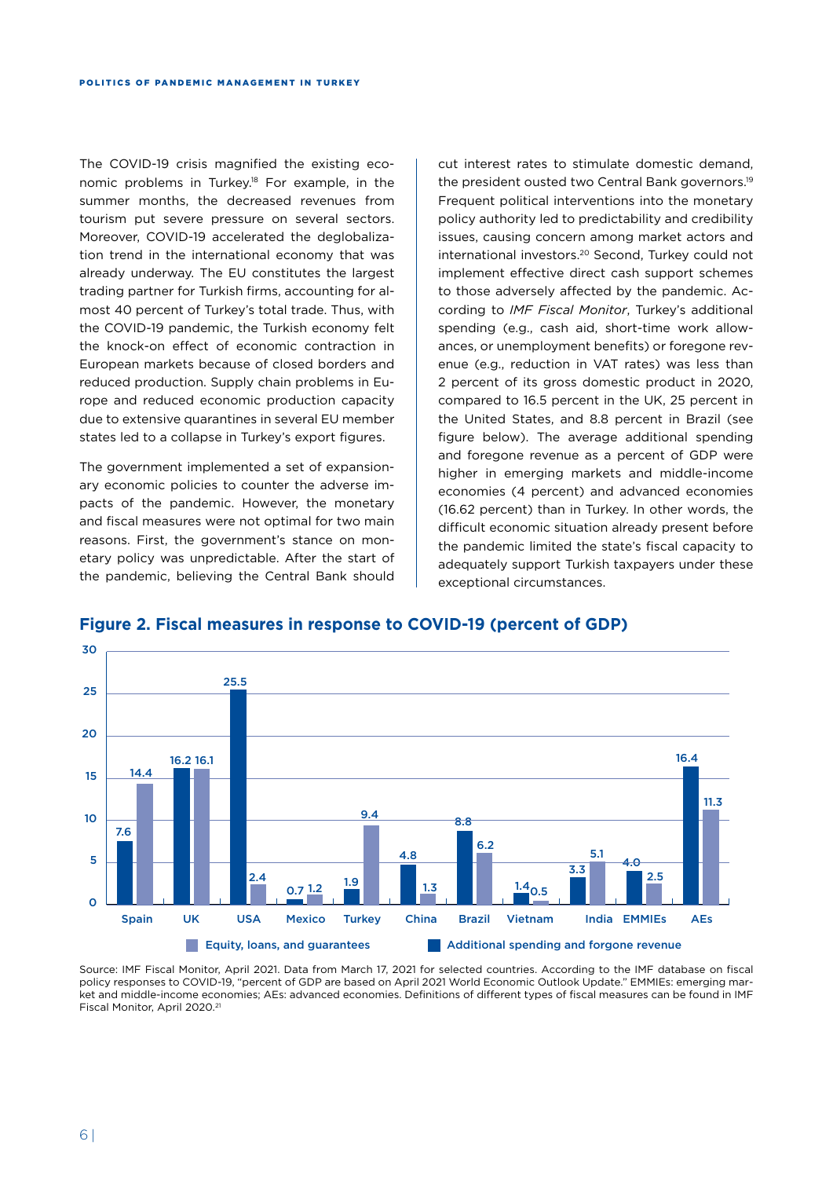The COVID-19 crisis magnified the existing economic problems in Turkey.[18] For example, in the summer months, the decreased revenues from tourism put severe pressure on several sectors. Moreover, COVID-19 accelerated the deglobalization trend in the international economy that was already underway. The EU constitutes the largest trading partner for Turkish firms, accounting for almost 40 percent of Turkey's total trade. Thus, with the COVID-19 pandemic, the Turkish economy felt the knock-on effect of economic contraction in European markets because of closed borders and reduced production. Supply chain problems in Europe and reduced economic production capacity due to extensive quarantines in several EU member states led to a collapse in Turkey's export figures.

The government implemented a set of expansionary economic policies to counter the adverse impacts of the pandemic. However, the monetary and fiscal measures were not optimal for two main reasons. First, the government's stance on monetary policy was unpredictable. After the start of the pandemic, believing the Central Bank should cut interest rates to stimulate domestic demand, the president ousted two Central Bank governors.[19] Frequent political interventions into the monetary policy authority led to predictability and credibility issues, causing concern among market actors and international investors.[20] Second, Turkey could not implement effective direct cash support schemes to those adversely affected by the pandemic. According to *IMF Fiscal Monitor*, Turkey's additional spending (e.g., cash aid, short-time work allowances, or unemployment benefits) or foregone revenue (e.g., reduction in VAT rates) was less than 2 percent of its gross domestic product in 2020, compared to 16.5 percent in the UK, 25 percent in the United States, and 8.8 percent in Brazil (see figure below). The average additional spending and foregone revenue as a percent of GDP were higher in emerging markets and middle-income economies (4 percent) and advanced economies (16.62 percent) than in Turkey. In other words, the difficult economic situation already present before the pandemic limited the state's fiscal capacity to adequately support Turkish taxpayers under these exceptional circumstances.

## Figure 2. Fiscal measures in response to COVID-19 (percent of GDP)

| | Additional spending and forgone revenue | Equity, loans, and guarantees |
|---|---|---|
| Spain | 7.6 | 14.4 |
| UK | 16.2 | 16.1 |
| USA | 25.5 | 2.4 |
| Mexico | 0.7 | 1.2 |
| Turkey | 1.9 | 9.4 |
| China | 4.8 | 1.3 |
| Brazil | 8.8 | 6.2 |
| Vietnam | 1.4 | 0.5 |
| India | 3.3 | 5.1 |
| EMMIEs | 4.0 | 2.5 |
| AEs | 16.4 | 11.3 |

Source: IMF Fiscal Monitor, April 2021. Data from March 17, 2021 for selected countries. According to the IMF database on fiscal policy responses to COVID-19, "percent of GDP are based on April 2021 World Economic Outlook Update." EMMIEs: emerging market and middle-income economies; AEs: advanced economies. Definitions of different types of fiscal measures can be found in IMF Fiscal Monitor, April 2020.[21]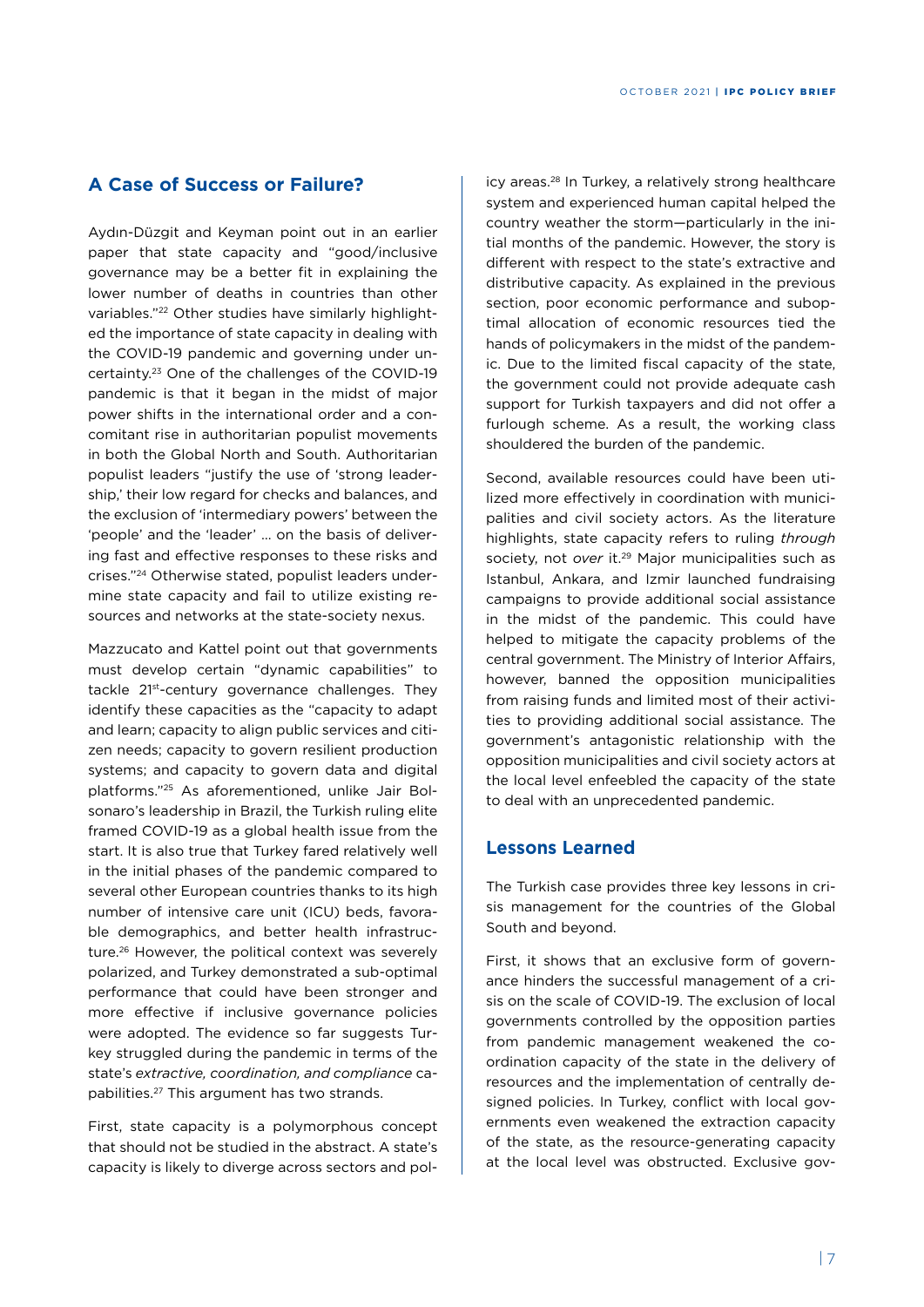## A Case of Success or Failure?

Aydın-Düzgit and Keyman point out in an earlier paper that state capacity and "good/inclusive governance may be a better fit in explaining the lower number of deaths in countries than other variables."[22] Other studies have similarly highlighted the importance of state capacity in dealing with the COVID-19 pandemic and governing under uncertainty.[23] One of the challenges of the COVID-19 pandemic is that it began in the midst of major power shifts in the international order and a concomitant rise in authoritarian populist movements in both the Global North and South. Authoritarian populist leaders "justify the use of 'strong leadership,' their low regard for checks and balances, and the exclusion of 'intermediary powers' between the 'people' and the 'leader' … on the basis of delivering fast and effective responses to these risks and crises."[24] Otherwise stated, populist leaders undermine state capacity and fail to utilize existing resources and networks at the state-society nexus.

Mazzucato and Kattel point out that governments must develop certain "dynamic capabilities" to tackle 21st-century governance challenges. They identify these capacities as the "capacity to adapt and learn; capacity to align public services and citizen needs; capacity to govern resilient production systems; and capacity to govern data and digital platforms."[25] As aforementioned, unlike Jair Bolsonaro's leadership in Brazil, the Turkish ruling elite framed COVID-19 as a global health issue from the start. It is also true that Turkey fared relatively well in the initial phases of the pandemic compared to several other European countries thanks to its high number of intensive care unit (ICU) beds, favorable demographics, and better health infrastructure.[26] However, the political context was severely polarized, and Turkey demonstrated a sub-optimal performance that could have been stronger and more effective if inclusive governance policies were adopted. The evidence so far suggests Turkey struggled during the pandemic in terms of the state's *extractive, coordination, and compliance* capabilities.[27] This argument has two strands.

First, state capacity is a polymorphous concept that should not be studied in the abstract. A state's capacity is likely to diverge across sectors and policy areas.[28] In Turkey, a relatively strong healthcare system and experienced human capital helped the country weather the storm—particularly in the initial months of the pandemic. However, the story is different with respect to the state's extractive and distributive capacity. As explained in the previous section, poor economic performance and suboptimal allocation of economic resources tied the hands of policymakers in the midst of the pandemic. Due to the limited fiscal capacity of the state, the government could not provide adequate cash support for Turkish taxpayers and did not offer a furlough scheme. As a result, the working class shouldered the burden of the pandemic.

Second, available resources could have been utilized more effectively in coordination with municipalities and civil society actors. As the literature highlights, state capacity refers to ruling *through* society, not *over* it.[29] Major municipalities such as Istanbul, Ankara, and Izmir launched fundraising campaigns to provide additional social assistance in the midst of the pandemic. This could have helped to mitigate the capacity problems of the central government. The Ministry of Interior Affairs, however, banned the opposition municipalities from raising funds and limited most of their activities to providing additional social assistance. The government's antagonistic relationship with the opposition municipalities and civil society actors at the local level enfeebled the capacity of the state to deal with an unprecedented pandemic.

## Lessons Learned

The Turkish case provides three key lessons in crisis management for the countries of the Global South and beyond.

First, it shows that an exclusive form of governance hinders the successful management of a crisis on the scale of COVID-19. The exclusion of local governments controlled by the opposition parties from pandemic management weakened the coordination capacity of the state in the delivery of resources and the implementation of centrally designed policies. In Turkey, conflict with local governments even weakened the extraction capacity of the state, as the resource-generating capacity at the local level was obstructed. Exclusive gov-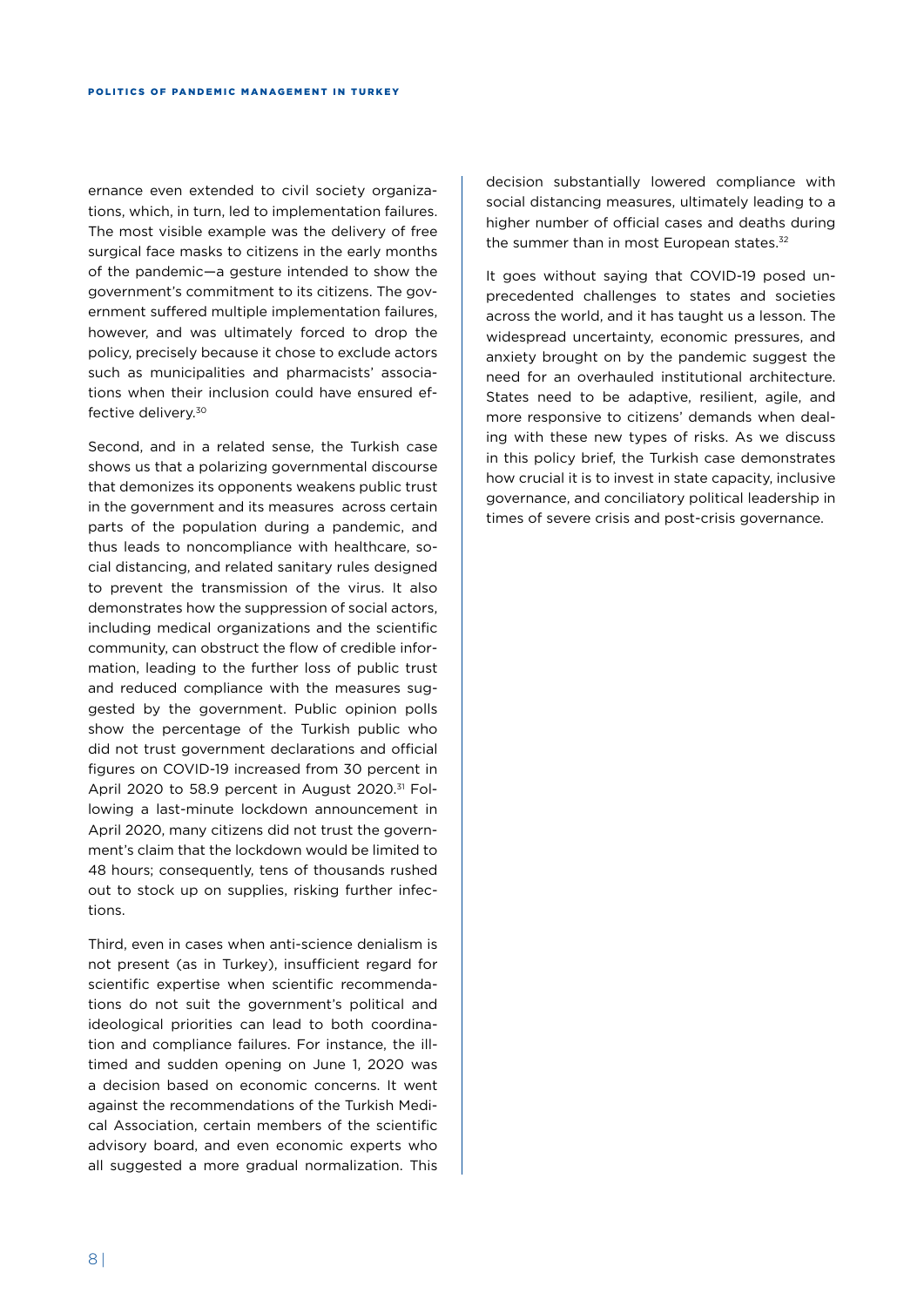ernance even extended to civil society organizations, which, in turn, led to implementation failures. The most visible example was the delivery of free surgical face masks to citizens in the early months of the pandemic—a gesture intended to show the government's commitment to its citizens. The government suffered multiple implementation failures, however, and was ultimately forced to drop the policy, precisely because it chose to exclude actors such as municipalities and pharmacists' associations when their inclusion could have ensured effective delivery.[30]

Second, and in a related sense, the Turkish case shows us that a polarizing governmental discourse that demonizes its opponents weakens public trust in the government and its measures across certain parts of the population during a pandemic, and thus leads to noncompliance with healthcare, social distancing, and related sanitary rules designed to prevent the transmission of the virus. It also demonstrates how the suppression of social actors, including medical organizations and the scientific community, can obstruct the flow of credible information, leading to the further loss of public trust and reduced compliance with the measures suggested by the government. Public opinion polls show the percentage of the Turkish public who did not trust government declarations and official figures on COVID-19 increased from 30 percent in April 2020 to 58.9 percent in August 2020.[31] Following a last-minute lockdown announcement in April 2020, many citizens did not trust the government's claim that the lockdown would be limited to 48 hours; consequently, tens of thousands rushed out to stock up on supplies, risking further infections.

Third, even in cases when anti-science denialism is not present (as in Turkey), insufficient regard for scientific expertise when scientific recommendations do not suit the government's political and ideological priorities can lead to both coordination and compliance failures. For instance, the ill-timed and sudden opening on June 1, 2020 was a decision based on economic concerns. It went against the recommendations of the Turkish Medical Association, certain members of the scientific advisory board, and even economic experts who all suggested a more gradual normalization. This decision substantially lowered compliance with social distancing measures, ultimately leading to a higher number of official cases and deaths during the summer than in most European states.[32]

It goes without saying that COVID-19 posed unprecedented challenges to states and societies across the world, and it has taught us a lesson. The widespread uncertainty, economic pressures, and anxiety brought on by the pandemic suggest the need for an overhauled institutional architecture. States need to be adaptive, resilient, agile, and more responsive to citizens' demands when dealing with these new types of risks. As we discuss in this policy brief, the Turkish case demonstrates how crucial it is to invest in state capacity, inclusive governance, and conciliatory political leadership in times of severe crisis and post-crisis governance.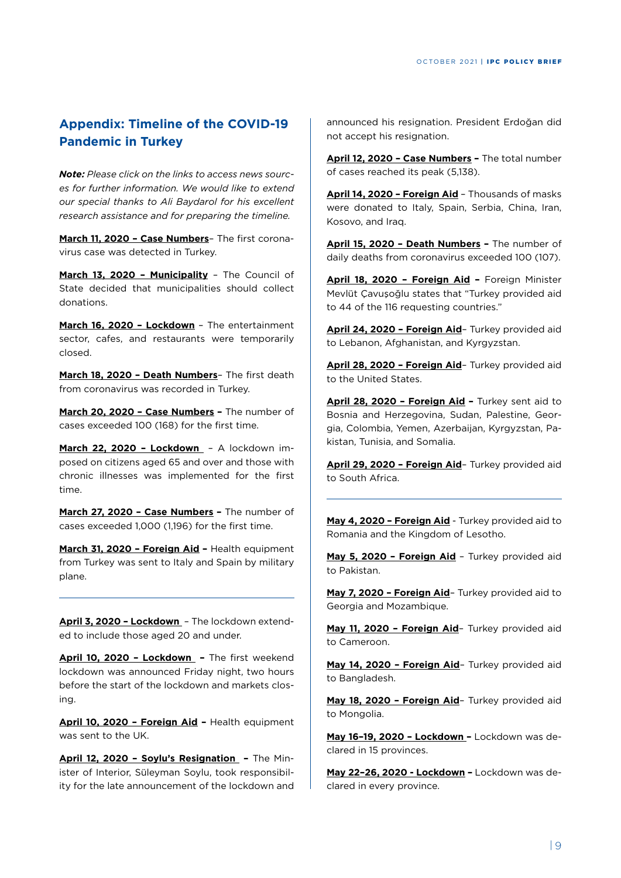## Appendix: Timeline of the COVID-19 Pandemic in Turkey

***Note:*** *Please click on the links to access news sources for further information. We would like to extend our special thanks to Ali Baydarol for his excellent research assistance and for preparing the timeline.*

**March 11, 2020 – Case Numbers**– The first coronavirus case was detected in Turkey.

**March 13, 2020 – Municipality** – The Council of State decided that municipalities should collect donations.

**March 16, 2020 – Lockdown** – The entertainment sector, cafes, and restaurants were temporarily closed.

**March 18, 2020 – Death Numbers**– The first death from coronavirus was recorded in Turkey.

**March 20, 2020 – Case Numbers –** The number of cases exceeded 100 (168) for the first time.

**March 22, 2020 – Lockdown** – A lockdown imposed on citizens aged 65 and over and those with chronic illnesses was implemented for the first time.

**March 27, 2020 – Case Numbers –** The number of cases exceeded 1,000 (1,196) for the first time.

**March 31, 2020 – Foreign Aid –** Health equipment from Turkey was sent to Italy and Spain by military plane.

---

**April 3, 2020 – Lockdown** – The lockdown extended to include those aged 20 and under.

**April 10, 2020 – Lockdown –** The first weekend lockdown was announced Friday night, two hours before the start of the lockdown and markets closing.

**April 10, 2020 – Foreign Aid –** Health equipment was sent to the UK.

**April 12, 2020 – Soylu's Resignation –** The Minister of Interior, Süleyman Soylu, took responsibility for the late announcement of the lockdown and announced his resignation. President Erdoğan did not accept his resignation.

**April 12, 2020 – Case Numbers –** The total number of cases reached its peak (5,138).

**April 14, 2020 – Foreign Aid** – Thousands of masks were donated to Italy, Spain, Serbia, China, Iran, Kosovo, and Iraq.

**April 15, 2020 – Death Numbers –** The number of daily deaths from coronavirus exceeded 100 (107).

**April 18, 2020 – Foreign Aid –** Foreign Minister Mevlüt Çavuşoğlu states that "Turkey provided aid to 44 of the 116 requesting countries."

**April 24, 2020 – Foreign Aid**– Turkey provided aid to Lebanon, Afghanistan, and Kyrgyzstan.

**April 28, 2020 – Foreign Aid**– Turkey provided aid to the United States.

**April 28, 2020 – Foreign Aid –** Turkey sent aid to Bosnia and Herzegovina, Sudan, Palestine, Georgia, Colombia, Yemen, Azerbaijan, Kyrgyzstan, Pakistan, Tunisia, and Somalia.

**April 29, 2020 – Foreign Aid**– Turkey provided aid to South Africa.

---

**May 4, 2020 – Foreign Aid** - Turkey provided aid to Romania and the Kingdom of Lesotho.

**May 5, 2020 – Foreign Aid** – Turkey provided aid to Pakistan.

**May 7, 2020 – Foreign Aid**– Turkey provided aid to Georgia and Mozambique.

**May 11, 2020 – Foreign Aid**– Turkey provided aid to Cameroon.

**May 14, 2020 – Foreign Aid**– Turkey provided aid to Bangladesh.

**May 18, 2020 – Foreign Aid**– Turkey provided aid to Mongolia.

**May 16–19, 2020 – Lockdown –** Lockdown was declared in 15 provinces.

**May 22–26, 2020 - Lockdown –** Lockdown was declared in every province.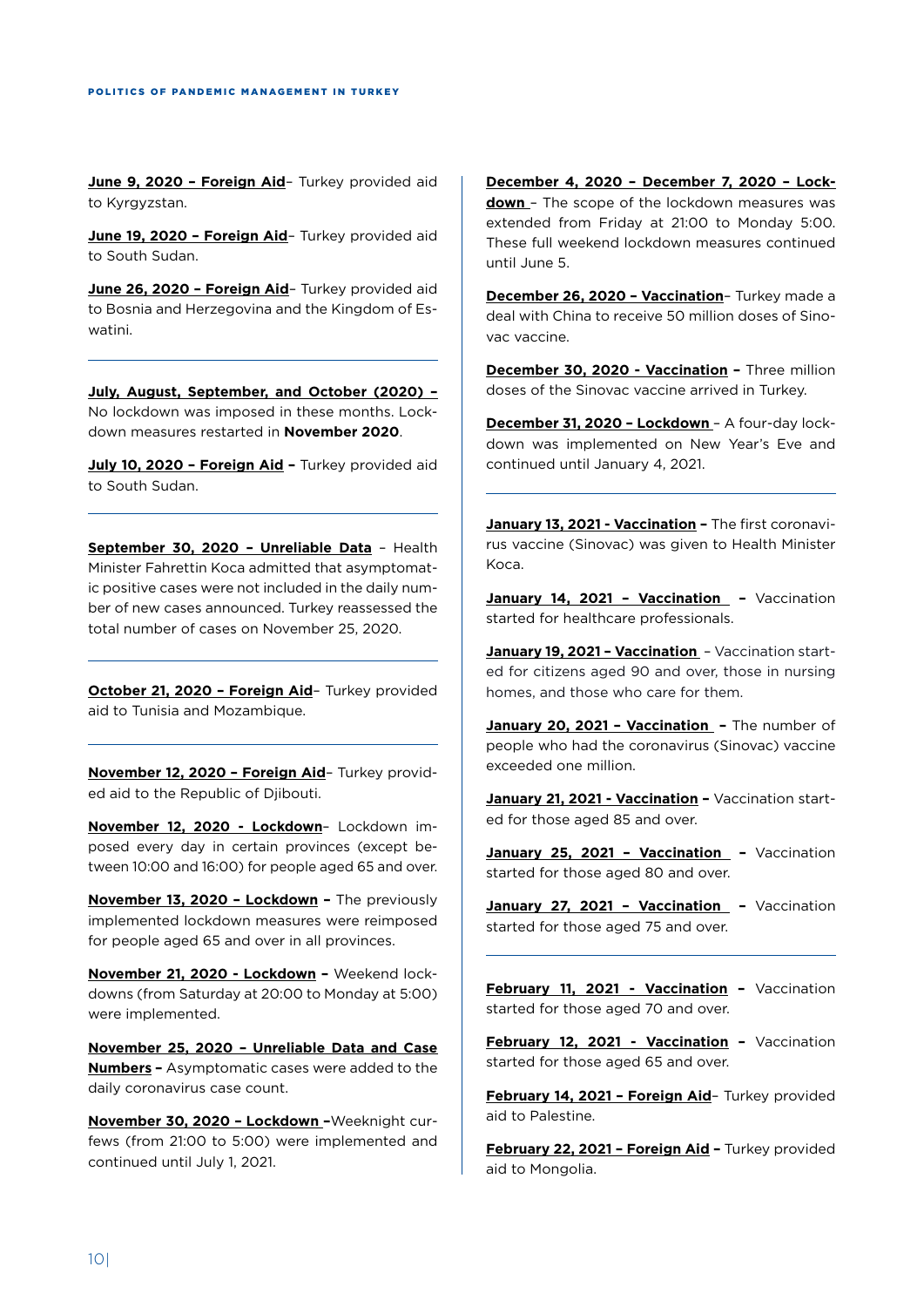**June 9, 2020 – Foreign Aid**– Turkey provided aid to Kyrgyzstan.

**June 19, 2020 – Foreign Aid**– Turkey provided aid to South Sudan.

**June 26, 2020 – Foreign Aid**– Turkey provided aid to Bosnia and Herzegovina and the Kingdom of Eswatini.

---

**July, August, September, and October (2020) –** No lockdown was imposed in these months. Lockdown measures restarted in **November 2020**.

**July 10, 2020 – Foreign Aid –** Turkey provided aid to South Sudan.

---

**September 30, 2020 – Unreliable Data** – Health Minister Fahrettin Koca admitted that asymptomatic positive cases were not included in the daily number of new cases announced. Turkey reassessed the total number of cases on November 25, 2020.

---

**October 21, 2020 – Foreign Aid**– Turkey provided aid to Tunisia and Mozambique.

---

**November 12, 2020 – Foreign Aid**– Turkey provided aid to the Republic of Djibouti.

**November 12, 2020 - Lockdown**– Lockdown imposed every day in certain provinces (except between 10:00 and 16:00) for people aged 65 and over.

**November 13, 2020 – Lockdown –** The previously implemented lockdown measures were reimposed for people aged 65 and over in all provinces.

**November 21, 2020 - Lockdown –** Weekend lockdowns (from Saturday at 20:00 to Monday at 5:00) were implemented.

**November 25, 2020 – Unreliable Data and Case Numbers –** Asymptomatic cases were added to the daily coronavirus case count.

**November 30, 2020 – Lockdown –**Weeknight curfews (from 21:00 to 5:00) were implemented and continued until July 1, 2021.

**December 4, 2020 – December 7, 2020 – Lockdown** – The scope of the lockdown measures was extended from Friday at 21:00 to Monday 5:00. These full weekend lockdown measures continued until June 5.

**December 26, 2020 – Vaccination**– Turkey made a deal with China to receive 50 million doses of Sinovac vaccine.

**December 30, 2020 - Vaccination –** Three million doses of the Sinovac vaccine arrived in Turkey.

**December 31, 2020 – Lockdown** – A four-day lockdown was implemented on New Year's Eve and continued until January 4, 2021.

---

**January 13, 2021 - Vaccination –** The first coronavirus vaccine (Sinovac) was given to Health Minister Koca.

**January 14, 2021 – Vaccination –** Vaccination started for healthcare professionals.

**January 19, 2021 – Vaccination** – Vaccination started for citizens aged 90 and over, those in nursing homes, and those who care for them.

**January 20, 2021 – Vaccination –** The number of people who had the coronavirus (Sinovac) vaccine exceeded one million.

**January 21, 2021 - Vaccination –** Vaccination started for those aged 85 and over.

**January 25, 2021 – Vaccination –** Vaccination started for those aged 80 and over.

**January 27, 2021 – Vaccination –** Vaccination started for those aged 75 and over.

---

**February 11, 2021 - Vaccination –** Vaccination started for those aged 70 and over.

**February 12, 2021 - Vaccination –** Vaccination started for those aged 65 and over.

**February 14, 2021 – Foreign Aid**– Turkey provided aid to Palestine.

**February 22, 2021 – Foreign Aid –** Turkey provided aid to Mongolia.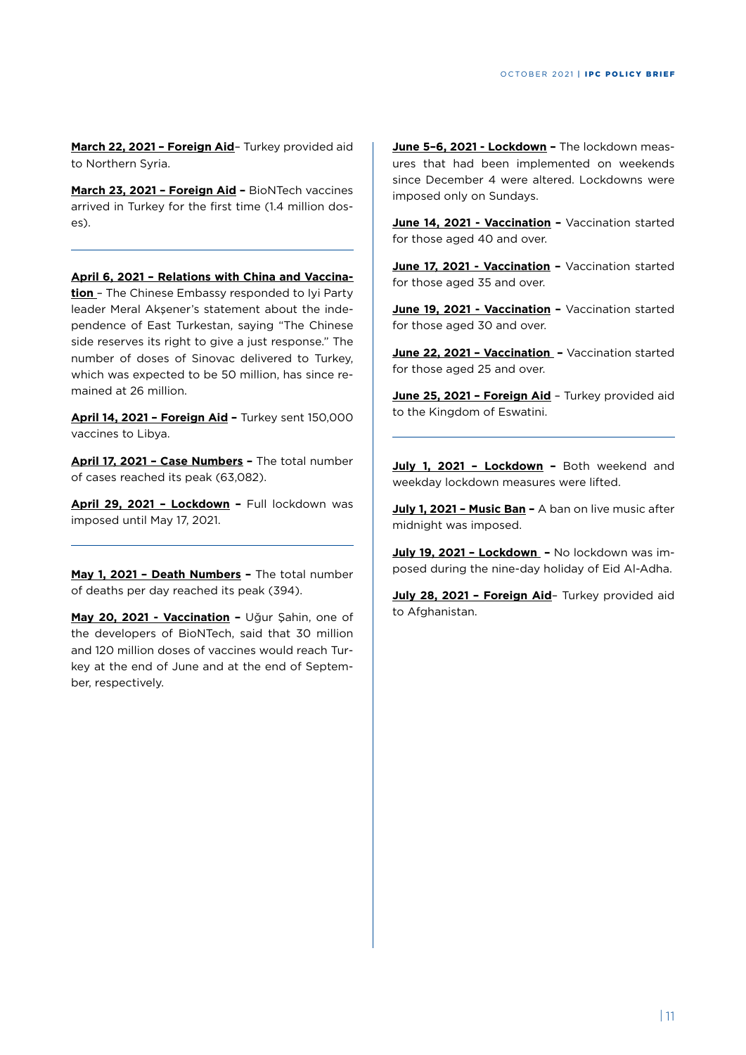**March 22, 2021 – Foreign Aid**– Turkey provided aid to Northern Syria.

**March 23, 2021 – Foreign Aid –** BioNTech vaccines arrived in Turkey for the first time (1.4 million doses).

---

**April 6, 2021 – Relations with China and Vaccination** – The Chinese Embassy responded to Iyi Party leader Meral Akşener's statement about the independence of East Turkestan, saying "The Chinese side reserves its right to give a just response." The number of doses of Sinovac delivered to Turkey, which was expected to be 50 million, has since remained at 26 million.

**April 14, 2021 – Foreign Aid –** Turkey sent 150,000 vaccines to Libya.

**April 17, 2021 – Case Numbers –** The total number of cases reached its peak (63,082).

**April 29, 2021 – Lockdown –** Full lockdown was imposed until May 17, 2021.

---

**May 1, 2021 – Death Numbers –** The total number of deaths per day reached its peak (394).

**May 20, 2021 - Vaccination –** Uğur Şahin, one of the developers of BioNTech, said that 30 million and 120 million doses of vaccines would reach Turkey at the end of June and at the end of September, respectively.

**June 5-6, 2021 - Lockdown –** The lockdown measures that had been implemented on weekends since December 4 were altered. Lockdowns were imposed only on Sundays.

**June 14, 2021 - Vaccination –** Vaccination started for those aged 40 and over.

**June 17, 2021 - Vaccination –** Vaccination started for those aged 35 and over.

**June 19, 2021 - Vaccination –** Vaccination started for those aged 30 and over.

**June 22, 2021 – Vaccination –** Vaccination started for those aged 25 and over.

**June 25, 2021 – Foreign Aid** – Turkey provided aid to the Kingdom of Eswatini.

---

**July 1, 2021 – Lockdown –** Both weekend and weekday lockdown measures were lifted.

**July 1, 2021 – Music Ban –** A ban on live music after midnight was imposed.

**July 19, 2021 – Lockdown –** No lockdown was imposed during the nine-day holiday of Eid Al-Adha.

**July 28, 2021 – Foreign Aid**– Turkey provided aid to Afghanistan.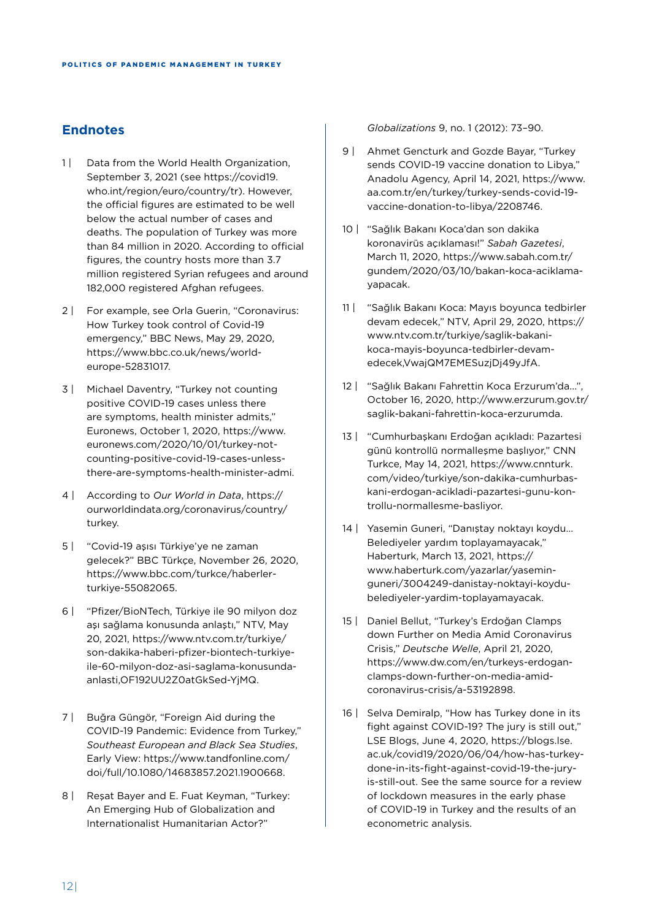## Endnotes

1 | Data from the World Health Organization, September 3, 2021 (see https://covid19.who.int/region/euro/country/tr). However, the official figures are estimated to be well below the actual number of cases and deaths. The population of Turkey was more than 84 million in 2020. According to official figures, the country hosts more than 3.7 million registered Syrian refugees and around 182,000 registered Afghan refugees.

2 | For example, see Orla Guerin, "Coronavirus: How Turkey took control of Covid-19 emergency," BBC News, May 29, 2020, https://www.bbc.co.uk/news/world-europe-52831017.

3 | Michael Daventry, "Turkey not counting positive COVID-19 cases unless there are symptoms, health minister admits," Euronews, October 1, 2020, https://www.euronews.com/2020/10/01/turkey-not-counting-positive-covid-19-cases-unless-there-are-symptoms-health-minister-admi.

4 | According to *Our World in Data*, https://ourworldindata.org/coronavirus/country/turkey.

5 | "Covid-19 aşısı Türkiye'ye ne zaman gelecek?" BBC Türkçe, November 26, 2020, https://www.bbc.com/turkce/haberler-turkiye-55082065.

6 | "Pfizer/BioNTech, Türkiye ile 90 milyon doz aşı sağlama konusunda anlaştı," NTV, May 20, 2021, https://www.ntv.com.tr/turkiye/son-dakika-haberi-pfizer-biontech-turkiye-ile-60-milyon-doz-asi-saglama-konusunda-anlasti,OF192UU2Z0atGkSed-YjMQ.

7 | Buğra Güngör, "Foreign Aid during the COVID-19 Pandemic: Evidence from Turkey," *Southeast European and Black Sea Studies*, Early View: https://www.tandfonline.com/doi/full/10.1080/14683857.2021.1900668.

8 | Reşat Bayer and E. Fuat Keyman, "Turkey: An Emerging Hub of Globalization and Internationalist Humanitarian Actor?" *Globalizations* 9, no. 1 (2012): 73–90.

9 | Ahmet Gencturk and Gozde Bayar, "Turkey sends COVID-19 vaccine donation to Libya," Anadolu Agency, April 14, 2021, https://www.aa.com.tr/en/turkey/turkey-sends-covid-19-vaccine-donation-to-libya/2208746.

10 | "Sağlık Bakanı Koca'dan son dakika koronavirüs açıklaması!" *Sabah Gazetesi*, March 11, 2020, https://www.sabah.com.tr/gundem/2020/03/10/bakan-koca-aciklama-yapacak.

11 | "Sağlık Bakanı Koca: Mayıs boyunca tedbirler devam edecek," NTV, April 29, 2020, https://www.ntv.com.tr/turkiye/saglik-bakani-koca-mayis-boyunca-tedbirler-devam-edecek,VwajQM7EMESuzjDj49yJfA.

12 | "Sağlık Bakanı Fahrettin Koca Erzurum'da…", October 16, 2020, http://www.erzurum.gov.tr/saglik-bakani-fahrettin-koca-erzurumda.

13 | "Cumhurbaşkanı Erdoğan açıkladı: Pazartesi günü kontrollü normalleşme başlıyor," CNN Turkce, May 14, 2021, https://www.cnnturk.com/video/turkiye/son-dakika-cumhurbaskani-erdogan-acikladi-pazartesi-gunu-kontrollu-normallesme-basliyor.

14 | Yasemin Guneri, "Danıştay noktayı koydu… Belediyeler yardım toplayamayacak," Haberturk, March 13, 2021, https://www.haberturk.com/yazarlar/yasemin-guneri/3004249-danistay-noktayi-koydu-belediyeler-yardim-toplayamayacak.

15 | Daniel Bellut, "Turkey's Erdoğan Clamps down Further on Media Amid Coronavirus Crisis," *Deutsche Welle*, April 21, 2020, https://www.dw.com/en/turkeys-erdogan-clamps-down-further-on-media-amid-coronavirus-crisis/a-53192898.

16 | Selva Demiralp, "How has Turkey done in its fight against COVID-19? The jury is still out," LSE Blogs, June 4, 2020, https://blogs.lse.ac.uk/covid19/2020/06/04/how-has-turkey-done-in-its-fight-against-covid-19-the-jury-is-still-out. See the same source for a review of lockdown measures in the early phase of COVID-19 in Turkey and the results of an econometric analysis.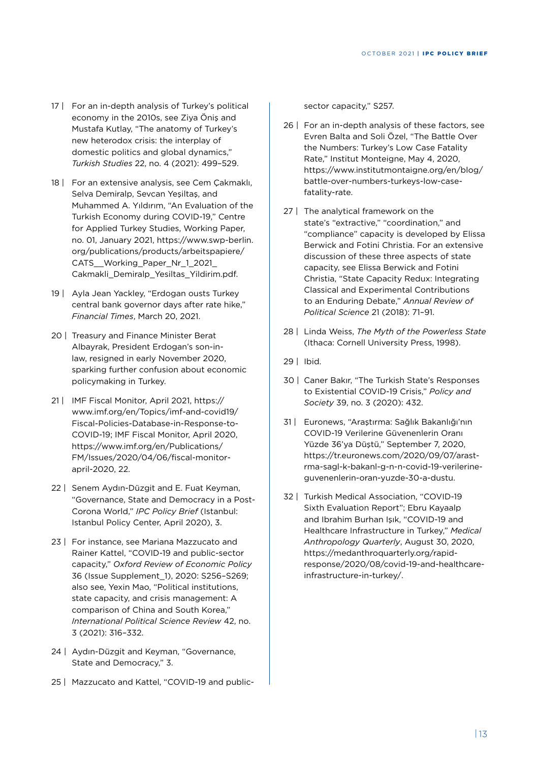17 | For an in-depth analysis of Turkey's political economy in the 2010s, see Ziya Öniş and Mustafa Kutlay, "The anatomy of Turkey's new heterodox crisis: the interplay of domestic politics and global dynamics," *Turkish Studies* 22, no. 4 (2021): 499–529.

18 | For an extensive analysis, see Cem Çakmaklı, Selva Demiralp, Sevcan Yeşiltaş, and Muhammed A. Yıldırım, "An Evaluation of the Turkish Economy during COVID-19," Centre for Applied Turkey Studies, Working Paper, no. 01, January 2021, https://www.swp-berlin.org/publications/products/arbeitspapiere/CATS__Working_Paper_Nr_1_2021_Cakmakli_Demiralp_Yesiltas_Yildirim.pdf.

19 | Ayla Jean Yackley, "Erdogan ousts Turkey central bank governor days after rate hike," *Financial Times*, March 20, 2021.

20 | Treasury and Finance Minister Berat Albayrak, President Erdogan's son-in-law, resigned in early November 2020, sparking further confusion about economic policymaking in Turkey.

21 | IMF Fiscal Monitor, April 2021, https://www.imf.org/en/Topics/imf-and-covid19/Fiscal-Policies-Database-in-Response-to-COVID-19; IMF Fiscal Monitor, April 2020, https://www.imf.org/en/Publications/FM/Issues/2020/04/06/fiscal-monitor-april-2020, 22.

22 | Senem Aydın-Düzgit and E. Fuat Keyman, "Governance, State and Democracy in a Post-Corona World," *IPC Policy Brief* (Istanbul: Istanbul Policy Center, April 2020), 3.

23 | For instance, see Mariana Mazzucato and Rainer Kattel, "COVID-19 and public-sector capacity," *Oxford Review of Economic Policy* 36 (Issue Supplement_1), 2020: S256–S269; also see, Yexin Mao, "Political institutions, state capacity, and crisis management: A comparison of China and South Korea," *International Political Science Review* 42, no. 3 (2021): 316–332.

24 | Aydın-Düzgit and Keyman, "Governance, State and Democracy," 3.

25 | Mazzucato and Kattel, "COVID-19 and public-sector capacity," S257.

26 | For an in-depth analysis of these factors, see Evren Balta and Soli Özel, "The Battle Over the Numbers: Turkey's Low Case Fatality Rate," Institut Monteigne, May 4, 2020, https://www.institutmontaigne.org/en/blog/battle-over-numbers-turkeys-low-case-fatality-rate.

27 | The analytical framework on the state's "extractive," "coordination," and "compliance" capacity is developed by Elissa Berwick and Fotini Christia. For an extensive discussion of these three aspects of state capacity, see Elissa Berwick and Fotini Christia, "State Capacity Redux: Integrating Classical and Experimental Contributions to an Enduring Debate," *Annual Review of Political Science* 21 (2018): 71–91.

28 | Linda Weiss, *The Myth of the Powerless State* (Ithaca: Cornell University Press, 1998).

29 | Ibid.

30 | Caner Bakır, "The Turkish State's Responses to Existential COVID-19 Crisis," *Policy and Society* 39, no. 3 (2020): 432.

31 | Euronews, "Araştırma: Sağlık Bakanlığı'nın COVID-19 Verilerine Güvenenlerin Oranı Yüzde 36'ya Düştü," September 7, 2020, https://tr.euronews.com/2020/09/07/arast-rma-sagl-k-bakanl-g-n-n-covid-19-verilerine-guvenenlerin-oran-yuzde-30-a-dustu.

32 | Turkish Medical Association, "COVID-19 Sixth Evaluation Report"; Ebru Kayaalp and Ibrahim Burhan Işık, "COVID-19 and Healthcare Infrastructure in Turkey," *Medical Anthropology Quarterly*, August 30, 2020, https://medanthroquarterly.org/rapid-response/2020/08/covid-19-and-healthcare-infrastructure-in-turkey/.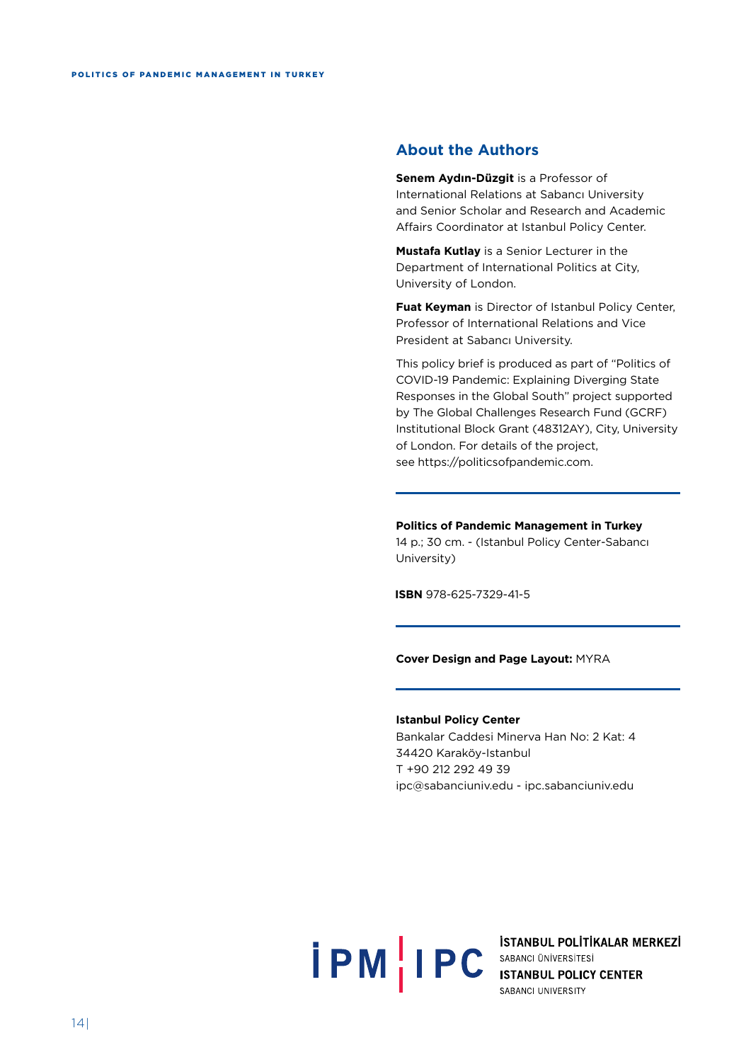## About the Authors

**Senem Aydın-Düzgit** is a Professor of International Relations at Sabancı University and Senior Scholar and Research and Academic Affairs Coordinator at Istanbul Policy Center.

**Mustafa Kutlay** is a Senior Lecturer in the Department of International Politics at City, University of London.

**Fuat Keyman** is Director of Istanbul Policy Center, Professor of International Relations and Vice President at Sabancı University.

This policy brief is produced as part of "Politics of COVID-19 Pandemic: Explaining Diverging State Responses in the Global South" project supported by The Global Challenges Research Fund (GCRF) Institutional Block Grant (48312AY), City, University of London. For details of the project, see https://politicsofpandemic.com.

---

**Politics of Pandemic Management in Turkey**
14 p.; 30 cm. - (Istanbul Policy Center-Sabancı University)

**ISBN** 978-625-7329-41-5

---

**Cover Design and Page Layout:** MYRA

---

**Istanbul Policy Center**
Bankalar Caddesi Minerva Han No: 2 Kat: 4
34420 Karaköy-Istanbul
T +90 212 292 49 39
ipc@sabanciuniv.edu - ipc.sabanciuniv.edu

İPM | IPC
İSTANBUL POLİTİKALAR MERKEZİ
SABANCI ÜNİVERSİTESİ
ISTANBUL POLICY CENTER
SABANCI UNIVERSITY